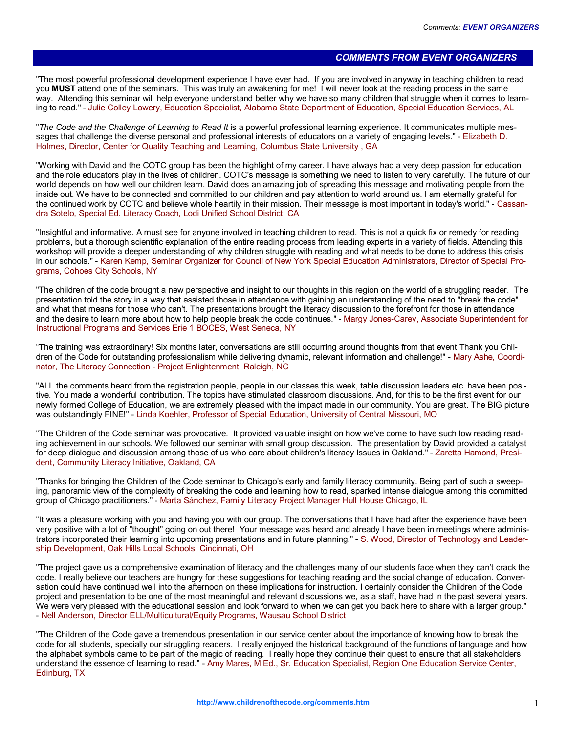## COMMENTS FROM EVENT ORGANIZERS

"The most powerful professional development experience I have ever had. If you are involved in anyway in teaching children to read you **MUST** attend one of the seminars. This was truly an awakening for me! I will never look at the reading process in the same way. Attending this seminar will help everyone understand better why we have so many children that struggle when it comes to learning to read." - Julie Colley Lowery, Education Specialist, Alabama State Department of Education, Special Education Services, AL

"*The Code and the Challenge of Learning to Read It* is a powerful professional learning experience. It communicates multiple messages that challenge the diverse personal and professional interests of educators on a variety of engaging levels." - Elizabeth D. Holmes, Director, Center for Quality Teaching and Learning, Columbus State University , GA

"Working with David and the COTC group has been the highlight of my career. I have always had a very deep passion for education and the role educators play in the lives of children. COTC's message is something we need to listen to very carefully. The future of our world depends on how well our children learn. David does an amazing job of spreading this message and motivating people from the inside out. We have to be connected and committed to our children and pay attention to world around us. I am eternally grateful for the continued work by COTC and believe whole heartily in their mission. Their message is most important in today's world." - Cassandra Sotelo, Special Ed. Literacy Coach, Lodi Unified School District, CA

"Insightful and informative. A must see for anyone involved in teaching children to read. This is not a quick fix or remedy for reading problems, but a thorough scientific explanation of the entire reading process from leading experts in a variety of fields. Attending this workshop will provide a deeper understanding of why children struggle with reading and what needs to be done to address this crisis in our schools." - Karen Kemp, Seminar Organizer for Council of New York Special Education Administrators, Director of Special Programs, Cohoes City Schools, NY

"The children of the code brought a new perspective and insight to our thoughts in this region on the world of a struggling reader. The presentation told the story in a way that assisted those in attendance with gaining an understanding of the need to "break the code" and what that means for those who can't. The presentations brought the literacy discussion to the forefront for those in attendance and the desire to learn more about how to help people break the code continues." - Margy Jones-Carey, Associate Superintendent for Instructional Programs and Services Erie 1 BOCES, West Seneca, NY

"The training was extraordinary! Six months later, conversations are still occurring around thoughts from that event Thank you Children of the Code for outstanding professionalism while delivering dynamic, relevant information and challenge!" - Mary Ashe, Coordinator, The Literacy Connection - Project Enlightenment, Raleigh, NC

"ALL the comments heard from the registration people, people in our classes this week, table discussion leaders etc. have been positive. You made a wonderful contribution. The topics have stimulated classroom discussions. And, for this to be the first event for our newly formed College of Education, we are extremely pleased with the impact made in our community. You are great. The BIG picture was outstandingly FINE!" - Linda Koehler, Professor of Special Education, University of Central Missouri, MO

"The Children of the Code seminar was provocative. It provided valuable insight on how we've come to have such low reading reading achievement in our schools. We followed our seminar with small group discussion. The presentation by David provided a catalyst for deep dialogue and discussion among those of us who care about children's literacy Issues in Oakland." - Zaretta Hamond, President, Community Literacy Initiative, Oakland, CA

"Thanks for bringing the Children of the Code seminar to Chicago's early and family literacy community. Being part of such a sweeping, panoramic view of the complexity of breaking the code and learning how to read, sparked intense dialogue among this committed group of Chicago practitioners." - Marta Sánchez, Family Literacy Project Manager Hull House Chicago, IL

"It was a pleasure working with you and having you with our group. The conversations that I have had after the experience have been very positive with a lot of "thought" going on out there! Your message was heard and already I have been in meetings where administrators incorporated their learning into upcoming presentations and in future planning." - S. Wood, Director of Technology and Leadership Development, Oak Hills Local Schools, Cincinnati, OH

"The project gave us a comprehensive examination of literacy and the challenges many of our students face when they can't crack the code. I really believe our teachers are hungry for these suggestions for teaching reading and the social change of education. Conversation could have continued well into the afternoon on these implications for instruction. I certainly consider the Children of the Code project and presentation to be one of the most meaningful and relevant discussions we, as a staff, have had in the past several years. We were very pleased with the educational session and look forward to when we can get you back here to share with a larger group." - Nell Anderson, Director ELL/Multicultural/Equity Programs, Wausau School District

"The Children of the Code gave a tremendous presentation in our service center about the importance of knowing how to break the code for all students, specially our struggling readers. I really enjoyed the historical background of the functions of language and how the alphabet symbols came to be part of the magic of reading. I really hope they continue their quest to ensure that all stakeholders understand the essence of learning to read." - Amy Mares, M.Ed., Sr. Education Specialist, Region One Education Service Center, Edinburg, TX

http://www.childrenofthecode.org/comments.htm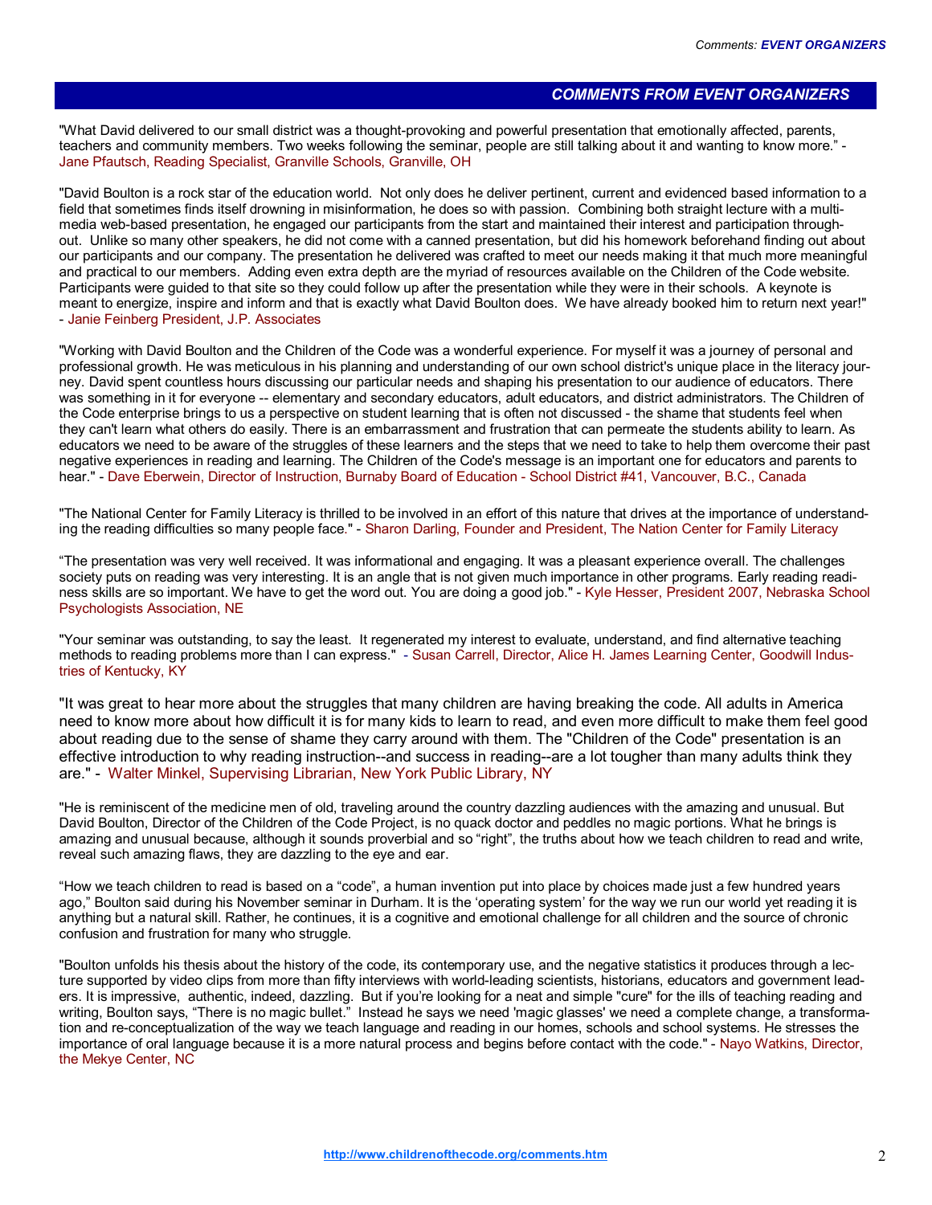## COMMENTS FROM EVENT ORGANIZERS

"What David delivered to our small district was a thought-provoking and powerful presentation that emotionally affected, parents, teachers and community members. Two weeks following the seminar, people are still talking about it and wanting to know more." - Jane Pfautsch, Reading Specialist, Granville Schools, Granville, OH

"David Boulton is a rock star of the education world. Not only does he deliver pertinent, current and evidenced based information to a field that sometimes finds itself drowning in misinformation, he does so with passion. Combining both straight lecture with a multi-media web-based presentation, he engaged our participants from the start and maintained their interest and participation throughout. Unlike so many other speakers, he did not come with a canned presentation, but did his homework beforehand finding out about our participants and our company. The presentation he delivered was crafted to meet our needs making it that much more meaningful and practical to our members. Adding even extra depth are the myriad of resources available on the Children of the Code website. Participants were guided to that site so they could follow up after the presentation while they were in their schools. A keynote is meant to energize, inspire and inform and that is exactly what David Boulton does. We have already booked him to return next year!" - Janie Feinberg President, J.P. Associates

"Working with David Boulton and the Children of the Code was a wonderful experience. For myself it was a journey of personal and professional growth. He was meticulous in his planning and understanding of our own school district's unique place in the literacy journey. David spent countless hours discussing our particular needs and shaping his presentation to our audience of educators. There was something in it for everyone -- elementary and secondary educators, adult educators, and district administrators. The Children of the Code enterprise brings to us a perspective on student learning that is often not discussed - the shame that students feel when they can't learn what others do easily. There is an embarrassment and frustration that can permeate the students ability to learn. As educators we need to be aware of the struggles of these learners and the steps that we need to take to help them overcome their past negative experiences in reading and learning. The Children of the Code's message is an important one for educators and parents to hear." - Dave Eberwein, Director of Instruction, Burnaby Board of Education - School District #41, Vancouver, B.C., Canada

"The National Center for Family Literacy is thrilled to be involved in an effort of this nature that drives at the importance of understanding the reading difficulties so many people face." - Sharon Darling, Founder and President, The Nation Center for Family Literacy

"The presentation was very well received. It was informational and engaging. It was a pleasant experience overall. The challenges society puts on reading was very interesting. It is an angle that is not given much importance in other programs. Early reading readiness skills are so important. We have to get the word out. You are doing a good job." - Kyle Hesser, President 2007, Nebraska School Psychologists Association, NE

"Your seminar was outstanding, to say the least. It regenerated my interest to evaluate, understand, and find alternative teaching methods to reading problems more than I can express." - Susan Carrell, Director, Alice H. James Learning Center, Goodwill Industries of Kentucky, KY

"It was great to hear more about the struggles that many children are having breaking the code. All adults in America need to know more about how difficult it is for many kids to learn to read, and even more difficult to make them feel good about reading due to the sense of shame they carry around with them. The "Children of the Code" presentation is an effective introduction to why reading instruction--and success in reading--are a lot tougher than many adults think they are." - Walter Minkel, Supervising Librarian, New York Public Library, NY

"He is reminiscent of the medicine men of old, traveling around the country dazzling audiences with the amazing and unusual. But David Boulton, Director of the Children of the Code Project, is no quack doctor and peddles no magic portions. What he brings is amazing and unusual because, although it sounds proverbial and so "right", the truths about how we teach children to read and write, reveal such amazing flaws, they are dazzling to the eye and ear.

"How we teach children to read is based on a "code", a human invention put into place by choices made just a few hundred years ago," Boulton said during his November seminar in Durham. It is the 'operating system' for the way we run our world yet reading it is anything but a natural skill. Rather, he continues, it is a cognitive and emotional challenge for all children and the source of chronic confusion and frustration for many who struggle.

"Boulton unfolds his thesis about the history of the code, its contemporary use, and the negative statistics it produces through a lecture supported by video clips from more than fifty interviews with world-leading scientists, historians, educators and government leaders. It is impressive, authentic, indeed, dazzling. But if you're looking for a neat and simple "cure" for the ills of teaching reading and writing, Boulton says, "There is no magic bullet." Instead he says we need 'magic glasses' we need a complete change, a transformation and re-conceptualization of the way we teach language and reading in our homes, schools and school systems. He stresses the importance of oral language because it is a more natural process and begins before contact with the code." - Nayo Watkins, Director, the Mekye Center, NC

http://www.childrenofthecode.org/comments.htm